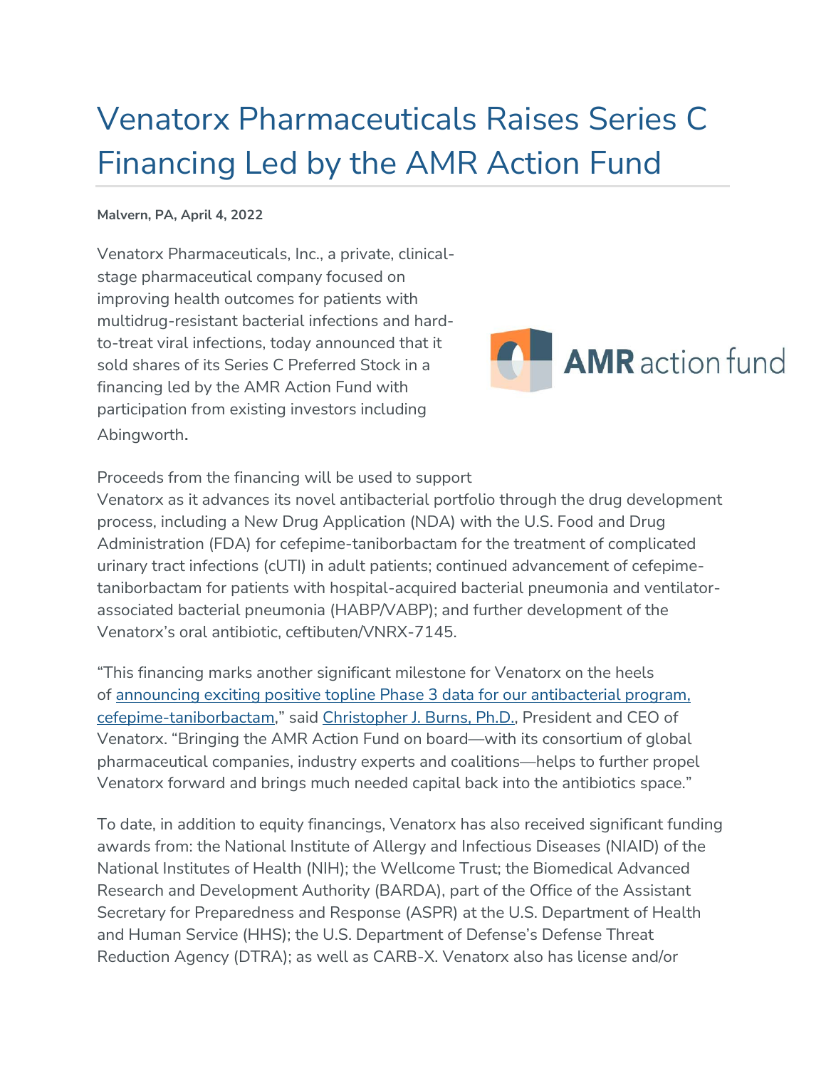# Venatorx Pharmaceuticals Raises Series C Financing Led by the AMR Action Fund

**Malvern, PA, April 4, 2022**

Venatorx Pharmaceuticals, Inc., a private, clinical-stage pharmaceutical company focused on improving health outcomes for patients with multidrug-resistant bacterial infections and hard-to-treat viral infections, today announced that it sold shares of its Series C Preferred Stock in a financing led by the AMR Action Fund with participation from existing investors including Abingworth.

Proceeds from the financing will be used to support Venatorx as it advances its novel antibacterial portfolio through the drug development process, including a New Drug Application (NDA) with the U.S. Food and Drug Administration (FDA) for cefepime-taniborbactam for the treatment of complicated urinary tract infections (cUTI) in adult patients; continued advancement of cefepime-taniborbactam for patients with hospital-acquired bacterial pneumonia and ventilator-associated bacterial pneumonia (HABP/VABP); and further development of the Venatorx's oral antibiotic, ceftibuten/VNRX-7145.

"This financing marks another significant milestone for Venatorx on the heels of [announcing exciting positive topline Phase 3 data for our antibacterial program, cefepime-taniborbactam](#)," said [Christopher J. Burns, Ph.D.](#), President and CEO of Venatorx. "Bringing the AMR Action Fund on board—with its consortium of global pharmaceutical companies, industry experts and coalitions—helps to further propel Venatorx forward and brings much needed capital back into the antibiotics space."

To date, in addition to equity financings, Venatorx has also received significant funding awards from: the National Institute of Allergy and Infectious Diseases (NIAID) of the National Institutes of Health (NIH); the Wellcome Trust; the Biomedical Advanced Research and Development Authority (BARDA), part of the Office of the Assistant Secretary for Preparedness and Response (ASPR) at the U.S. Department of Health and Human Service (HHS); the U.S. Department of Defense's Defense Threat Reduction Agency (DTRA); as well as CARB-X. Venatorx also has license and/or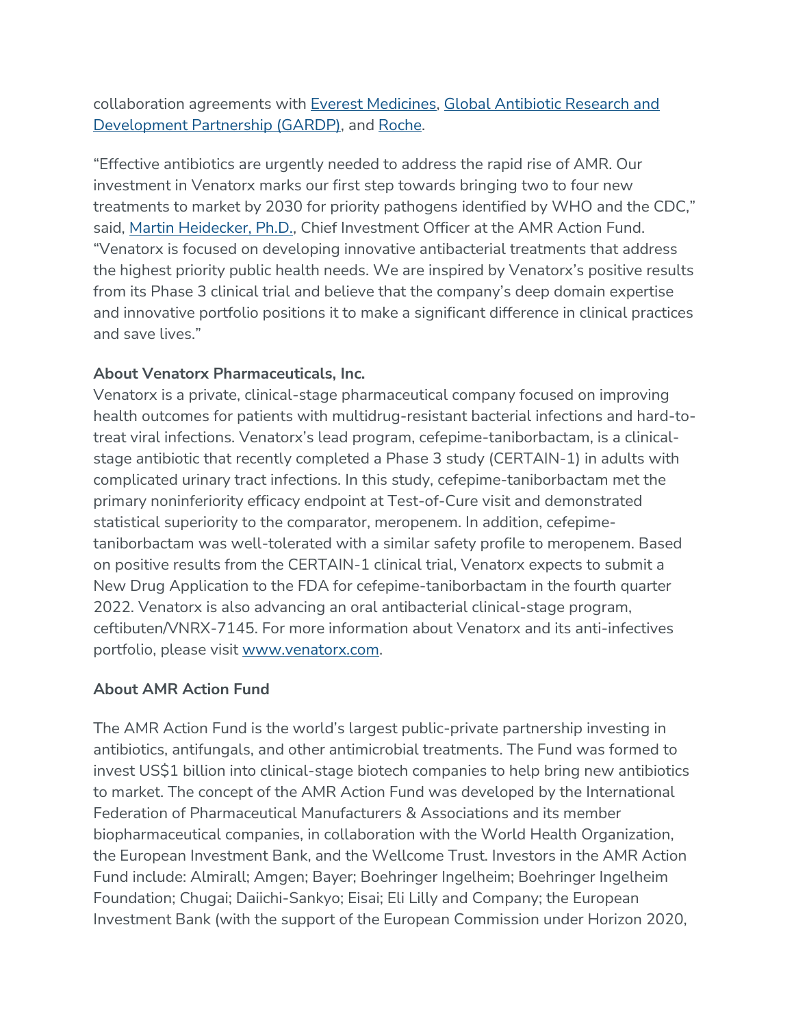collaboration agreements with [Everest Medicines](), [Global Antibiotic Research and Development Partnership (GARDP)](), and [Roche]().

"Effective antibiotics are urgently needed to address the rapid rise of AMR. Our investment in Venatorx marks our first step towards bringing two to four new treatments to market by 2030 for priority pathogens identified by WHO and the CDC," said, [Martin Heidecker, Ph.D.](), Chief Investment Officer at the AMR Action Fund. "Venatorx is focused on developing innovative antibacterial treatments that address the highest priority public health needs. We are inspired by Venatorx's positive results from its Phase 3 clinical trial and believe that the company's deep domain expertise and innovative portfolio positions it to make a significant difference in clinical practices and save lives."

**About Venatorx Pharmaceuticals, Inc.**

Venatorx is a private, clinical-stage pharmaceutical company focused on improving health outcomes for patients with multidrug-resistant bacterial infections and hard-to-treat viral infections. Venatorx's lead program, cefepime-taniborbactam, is a clinical-stage antibiotic that recently completed a Phase 3 study (CERTAIN-1) in adults with complicated urinary tract infections. In this study, cefepime-taniborbactam met the primary noninferiority efficacy endpoint at Test-of-Cure visit and demonstrated statistical superiority to the comparator, meropenem. In addition, cefepime-taniborbactam was well-tolerated with a similar safety profile to meropenem. Based on positive results from the CERTAIN-1 clinical trial, Venatorx expects to submit a New Drug Application to the FDA for cefepime-taniborbactam in the fourth quarter 2022. Venatorx is also advancing an oral antibacterial clinical-stage program, ceftibuten/VNRX-7145. For more information about Venatorx and its anti-infectives portfolio, please visit [www.venatorx.com]().

**About AMR Action Fund**

The AMR Action Fund is the world's largest public-private partnership investing in antibiotics, antifungals, and other antimicrobial treatments. The Fund was formed to invest US$1 billion into clinical-stage biotech companies to help bring new antibiotics to market. The concept of the AMR Action Fund was developed by the International Federation of Pharmaceutical Manufacturers & Associations and its member biopharmaceutical companies, in collaboration with the World Health Organization, the European Investment Bank, and the Wellcome Trust. Investors in the AMR Action Fund include: Almirall; Amgen; Bayer; Boehringer Ingelheim; Boehringer Ingelheim Foundation; Chugai; Daiichi-Sankyo; Eisai; Eli Lilly and Company; the European Investment Bank (with the support of the European Commission under Horizon 2020,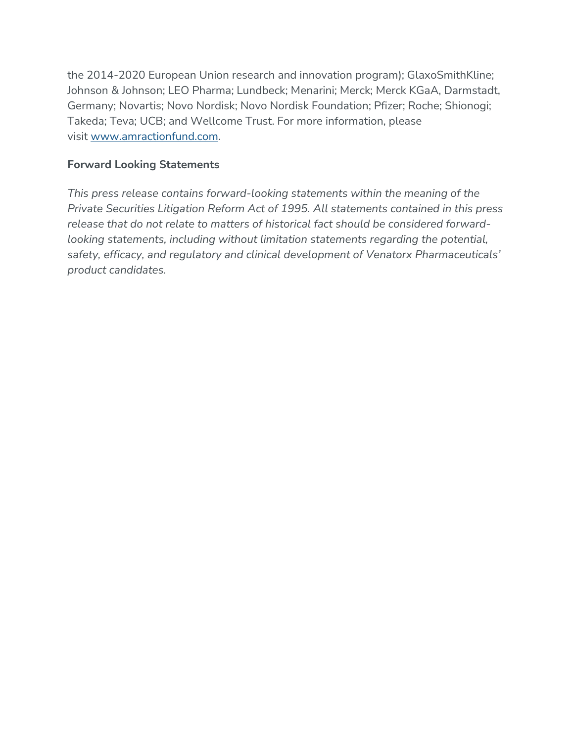the 2014-2020 European Union research and innovation program); GlaxoSmithKline; Johnson & Johnson; LEO Pharma; Lundbeck; Menarini; Merck; Merck KGaA, Darmstadt, Germany; Novartis; Novo Nordisk; Novo Nordisk Foundation; Pfizer; Roche; Shionogi; Takeda; Teva; UCB; and Wellcome Trust. For more information, please visit [www.amractionfund.com](http://www.amractionfund.com).

**Forward Looking Statements**

*This press release contains forward-looking statements within the meaning of the Private Securities Litigation Reform Act of 1995. All statements contained in this press release that do not relate to matters of historical fact should be considered forward-looking statements, including without limitation statements regarding the potential, safety, efficacy, and regulatory and clinical development of Venatorx Pharmaceuticals' product candidates.*